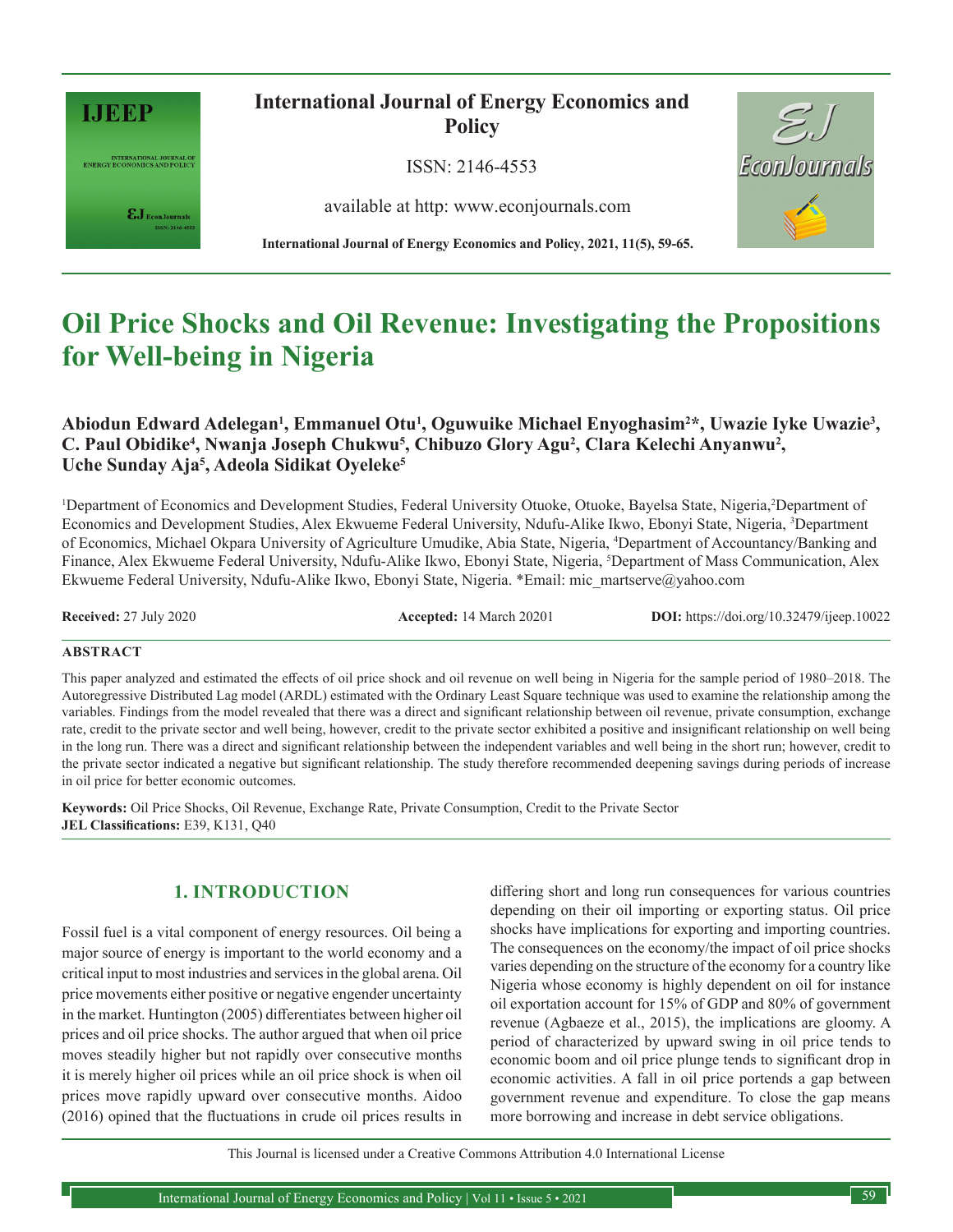# Oil Price Shocks and Oil Revenue: Investigating the Propositions for Well-being in Nigeria

**Abiodun Edward Adelegan[1], Emmanuel Otu[1], Oguwuike Michael Enyoghasim[2]*, Uwazie Iyke Uwazie[3], C. Paul Obidike[4], Nwanja Joseph Chukwu[5], Chibuzo Glory Agu[2], Clara Kelechi Anyanwu[2], Uche Sunday Aja[5], Adeola Sidikat Oyeleke[5]**

[1]Department of Economics and Development Studies, Federal University Otuoke, Otuoke, Bayelsa State, Nigeria,[2]Department of Economics and Development Studies, Alex Ekwueme Federal University, Ndufu-Alike Ikwo, Ebonyi State, Nigeria, [3]Department of Economics, Michael Okpara University of Agriculture Umudike, Abia State, Nigeria, [4]Department of Accountancy/Banking and Finance, Alex Ekwueme Federal University, Ndufu-Alike Ikwo, Ebonyi State, Nigeria, [5]Department of Mass Communication, Alex Ekwueme Federal University, Ndufu-Alike Ikwo, Ebonyi State, Nigeria. *Email: mic_martserve@yahoo.com

**Received:** 27 July 2020 **Accepted:** 14 March 20201 **DOI:** https://doi.org/10.32479/ijeep.10022

**ABSTRACT**

This paper analyzed and estimated the effects of oil price shock and oil revenue on well being in Nigeria for the sample period of 1980–2018. The Autoregressive Distributed Lag model (ARDL) estimated with the Ordinary Least Square technique was used to examine the relationship among the variables. Findings from the model revealed that there was a direct and significant relationship between oil revenue, private consumption, exchange rate, credit to the private sector and well being, however, credit to the private sector exhibited a positive and insignificant relationship on well being in the long run. There was a direct and significant relationship between the independent variables and well being in the short run; however, credit to the private sector indicated a negative but significant relationship. The study therefore recommended deepening savings during periods of increase in oil price for better economic outcomes.

**Keywords:** Oil Price Shocks, Oil Revenue, Exchange Rate, Private Consumption, Credit to the Private Sector
**JEL Classifications:** E39, K131, Q40

## 1. INTRODUCTION

Fossil fuel is a vital component of energy resources. Oil being a major source of energy is important to the world economy and a critical input to most industries and services in the global arena. Oil price movements either positive or negative engender uncertainty in the market. Huntington (2005) differentiates between higher oil prices and oil price shocks. The author argued that when oil price moves steadily higher but not rapidly over consecutive months it is merely higher oil prices while an oil price shock is when oil prices move rapidly upward over consecutive months. Aidoo (2016) opined that the fluctuations in crude oil prices results in differing short and long run consequences for various countries depending on their oil importing or exporting status. Oil price shocks have implications for exporting and importing countries. The consequences on the economy/the impact of oil price shocks varies depending on the structure of the economy for a country like Nigeria whose economy is highly dependent on oil for instance oil exportation account for 15% of GDP and 80% of government revenue (Agbaeze et al., 2015), the implications are gloomy. A period of characterized by upward swing in oil price tends to economic boom and oil price plunge tends to significant drop in economic activities. A fall in oil price portends a gap between government revenue and expenditure. To close the gap means more borrowing and increase in debt service obligations.

This Journal is licensed under a Creative Commons Attribution 4.0 International License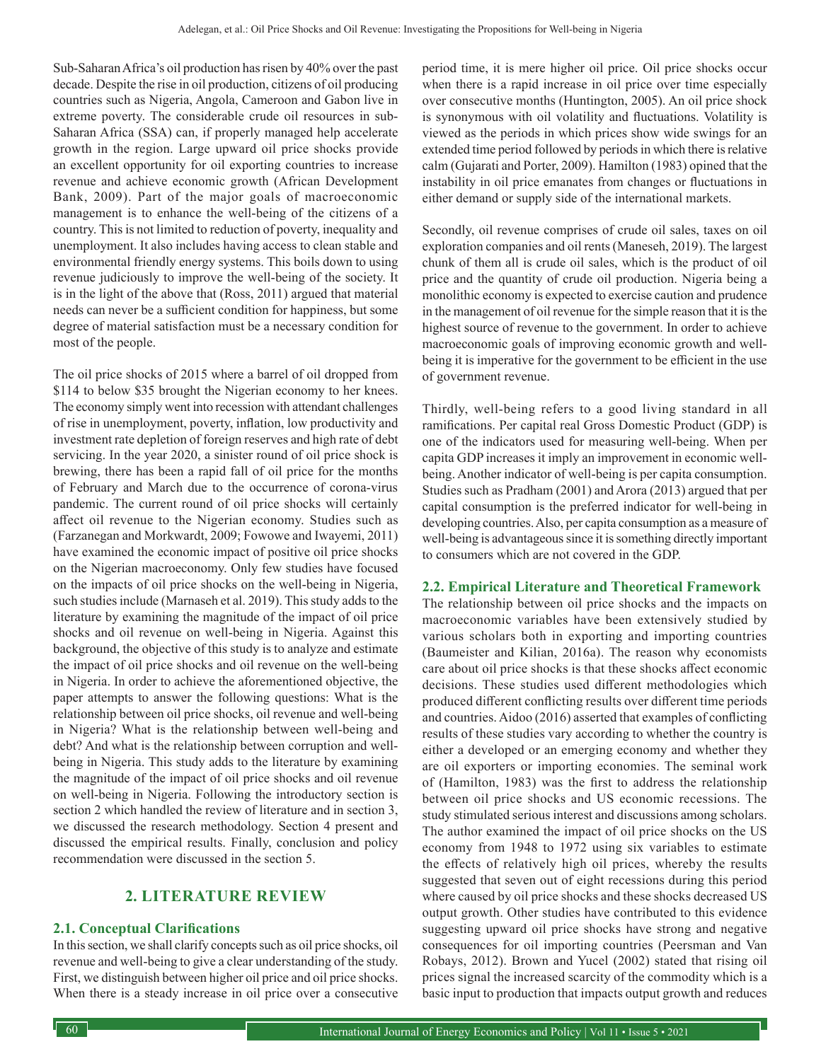Sub-Saharan Africa's oil production has risen by 40% over the past decade. Despite the rise in oil production, citizens of oil producing countries such as Nigeria, Angola, Cameroon and Gabon live in extreme poverty. The considerable crude oil resources in sub-Saharan Africa (SSA) can, if properly managed help accelerate growth in the region. Large upward oil price shocks provide an excellent opportunity for oil exporting countries to increase revenue and achieve economic growth (African Development Bank, 2009). Part of the major goals of macroeconomic management is to enhance the well-being of the citizens of a country. This is not limited to reduction of poverty, inequality and unemployment. It also includes having access to clean stable and environmental friendly energy systems. This boils down to using revenue judiciously to improve the well-being of the society. It is in the light of the above that (Ross, 2011) argued that material needs can never be a sufficient condition for happiness, but some degree of material satisfaction must be a necessary condition for most of the people.

The oil price shocks of 2015 where a barrel of oil dropped from \$114 to below \$35 brought the Nigerian economy to her knees. The economy simply went into recession with attendant challenges of rise in unemployment, poverty, inflation, low productivity and investment rate depletion of foreign reserves and high rate of debt servicing. In the year 2020, a sinister round of oil price shock is brewing, there has been a rapid fall of oil price for the months of February and March due to the occurrence of corona-virus pandemic. The current round of oil price shocks will certainly affect oil revenue to the Nigerian economy. Studies such as (Farzanegan and Morkwardt, 2009; Fowowe and Iwayemi, 2011) have examined the economic impact of positive oil price shocks on the Nigerian macroeconomy. Only few studies have focused on the impacts of oil price shocks on the well-being in Nigeria, such studies include (Marnaseh et al. 2019). This study adds to the literature by examining the magnitude of the impact of oil price shocks and oil revenue on well-being in Nigeria. Against this background, the objective of this study is to analyze and estimate the impact of oil price shocks and oil revenue on the well-being in Nigeria. In order to achieve the aforementioned objective, the paper attempts to answer the following questions: What is the relationship between oil price shocks, oil revenue and well-being in Nigeria? What is the relationship between well-being and debt? And what is the relationship between corruption and well-being in Nigeria. This study adds to the literature by examining the magnitude of the impact of oil price shocks and oil revenue on well-being in Nigeria. Following the introductory section is section 2 which handled the review of literature and in section 3, we discussed the research methodology. Section 4 present and discussed the empirical results. Finally, conclusion and policy recommendation were discussed in the section 5.

## 2. LITERATURE REVIEW

### 2.1. Conceptual Clarifications

In this section, we shall clarify concepts such as oil price shocks, oil revenue and well-being to give a clear understanding of the study. First, we distinguish between higher oil price and oil price shocks. When there is a steady increase in oil price over a consecutive period time, it is mere higher oil price. Oil price shocks occur when there is a rapid increase in oil price over time especially over consecutive months (Huntington, 2005). An oil price shock is synonymous with oil volatility and fluctuations. Volatility is viewed as the periods in which prices show wide swings for an extended time period followed by periods in which there is relative calm (Gujarati and Porter, 2009). Hamilton (1983) opined that the instability in oil price emanates from changes or fluctuations in either demand or supply side of the international markets.

Secondly, oil revenue comprises of crude oil sales, taxes on oil exploration companies and oil rents (Maneseh, 2019). The largest chunk of them all is crude oil sales, which is the product of oil price and the quantity of crude oil production. Nigeria being a monolithic economy is expected to exercise caution and prudence in the management of oil revenue for the simple reason that it is the highest source of revenue to the government. In order to achieve macroeconomic goals of improving economic growth and well-being it is imperative for the government to be efficient in the use of government revenue.

Thirdly, well-being refers to a good living standard in all ramifications. Per capital real Gross Domestic Product (GDP) is one of the indicators used for measuring well-being. When per capita GDP increases it imply an improvement in economic well-being. Another indicator of well-being is per capita consumption. Studies such as Pradham (2001) and Arora (2013) argued that per capital consumption is the preferred indicator for well-being in developing countries. Also, per capita consumption as a measure of well-being is advantageous since it is something directly important to consumers which are not covered in the GDP.

### 2.2. Empirical Literature and Theoretical Framework

The relationship between oil price shocks and the impacts on macroeconomic variables have been extensively studied by various scholars both in exporting and importing countries (Baumeister and Kilian, 2016a). The reason why economists care about oil price shocks is that these shocks affect economic decisions. These studies used different methodologies which produced different conflicting results over different time periods and countries. Aidoo (2016) asserted that examples of conflicting results of these studies vary according to whether the country is either a developed or an emerging economy and whether they are oil exporters or importing economies. The seminal work of (Hamilton, 1983) was the first to address the relationship between oil price shocks and US economic recessions. The study stimulated serious interest and discussions among scholars. The author examined the impact of oil price shocks on the US economy from 1948 to 1972 using six variables to estimate the effects of relatively high oil prices, whereby the results suggested that seven out of eight recessions during this period where caused by oil price shocks and these shocks decreased US output growth. Other studies have contributed to this evidence suggesting upward oil price shocks have strong and negative consequences for oil importing countries (Peersman and Van Robays, 2012). Brown and Yucel (2002) stated that rising oil prices signal the increased scarcity of the commodity which is a basic input to production that impacts output growth and reduces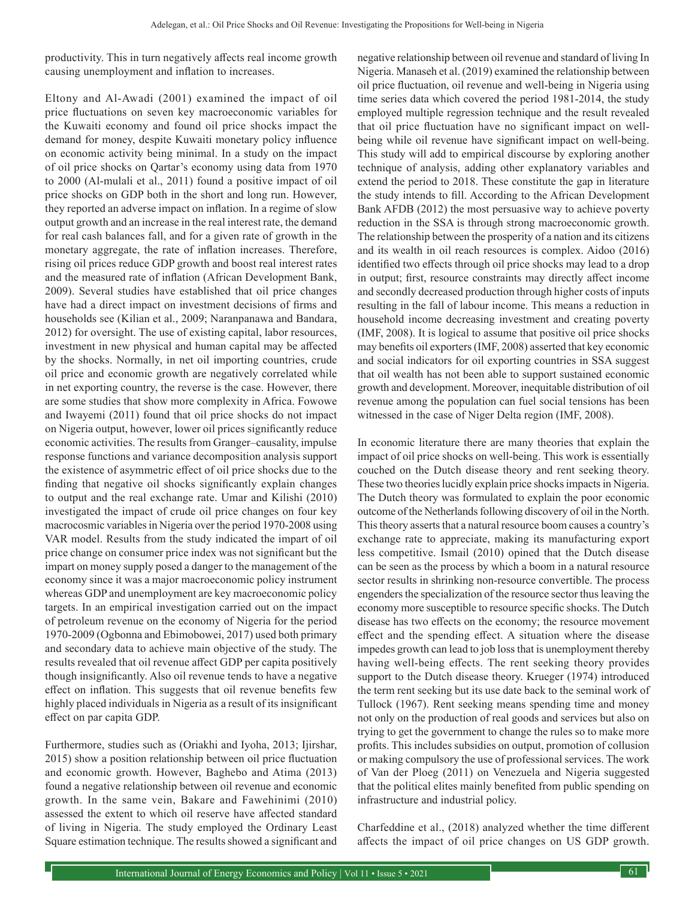productivity. This in turn negatively affects real income growth causing unemployment and inflation to increases.

Eltony and Al-Awadi (2001) examined the impact of oil price fluctuations on seven key macroeconomic variables for the Kuwaiti economy and found oil price shocks impact the demand for money, despite Kuwaiti monetary policy influence on economic activity being minimal. In a study on the impact of oil price shocks on Qartar's economy using data from 1970 to 2000 (Al-mulali et al., 2011) found a positive impact of oil price shocks on GDP both in the short and long run. However, they reported an adverse impact on inflation. In a regime of slow output growth and an increase in the real interest rate, the demand for real cash balances fall, and for a given rate of growth in the monetary aggregate, the rate of inflation increases. Therefore, rising oil prices reduce GDP growth and boost real interest rates and the measured rate of inflation (African Development Bank, 2009). Several studies have established that oil price changes have had a direct impact on investment decisions of firms and households see (Kilian et al., 2009; Naranpanawa and Bandara, 2012) for oversight. The use of existing capital, labor resources, investment in new physical and human capital may be affected by the shocks. Normally, in net oil importing countries, crude oil price and economic growth are negatively correlated while in net exporting country, the reverse is the case. However, there are some studies that show more complexity in Africa. Fowowe and Iwayemi (2011) found that oil price shocks do not impact on Nigeria output, however, lower oil prices significantly reduce economic activities. The results from Granger–causality, impulse response functions and variance decomposition analysis support the existence of asymmetric effect of oil price shocks due to the finding that negative oil shocks significantly explain changes to output and the real exchange rate. Umar and Kilishi (2010) investigated the impact of crude oil price changes on four key macrocosmic variables in Nigeria over the period 1970-2008 using VAR model. Results from the study indicated the impart of oil price change on consumer price index was not significant but the impart on money supply posed a danger to the management of the economy since it was a major macroeconomic policy instrument whereas GDP and unemployment are key macroeconomic policy targets. In an empirical investigation carried out on the impact of petroleum revenue on the economy of Nigeria for the period 1970-2009 (Ogbonna and Ebimobowei, 2017) used both primary and secondary data to achieve main objective of the study. The results revealed that oil revenue affect GDP per capita positively though insignificantly. Also oil revenue tends to have a negative effect on inflation. This suggests that oil revenue benefits few highly placed individuals in Nigeria as a result of its insignificant effect on par capita GDP.

Furthermore, studies such as (Oriakhi and Iyoha, 2013; Ijirshar, 2015) show a position relationship between oil price fluctuation and economic growth. However, Baghebo and Atima (2013) found a negative relationship between oil revenue and economic growth. In the same vein, Bakare and Fawehinimi (2010) assessed the extent to which oil reserve have affected standard of living in Nigeria. The study employed the Ordinary Least Square estimation technique. The results showed a significant and negative relationship between oil revenue and standard of living In Nigeria. Manaseh et al. (2019) examined the relationship between oil price fluctuation, oil revenue and well-being in Nigeria using time series data which covered the period 1981-2014, the study employed multiple regression technique and the result revealed that oil price fluctuation have no significant impact on well-being while oil revenue have significant impact on well-being. This study will add to empirical discourse by exploring another technique of analysis, adding other explanatory variables and extend the period to 2018. These constitute the gap in literature the study intends to fill. According to the African Development Bank AFDB (2012) the most persuasive way to achieve poverty reduction in the SSA is through strong macroeconomic growth. The relationship between the prosperity of a nation and its citizens and its wealth in oil reach resources is complex. Aidoo (2016) identified two effects through oil price shocks may lead to a drop in output; first, resource constraints may directly affect income and secondly decreased production through higher costs of inputs resulting in the fall of labour income. This means a reduction in household income decreasing investment and creating poverty (IMF, 2008). It is logical to assume that positive oil price shocks may benefits oil exporters (IMF, 2008) asserted that key economic and social indicators for oil exporting countries in SSA suggest that oil wealth has not been able to support sustained economic growth and development. Moreover, inequitable distribution of oil revenue among the population can fuel social tensions has been witnessed in the case of Niger Delta region (IMF, 2008).

In economic literature there are many theories that explain the impact of oil price shocks on well-being. This work is essentially couched on the Dutch disease theory and rent seeking theory. These two theories lucidly explain price shocks impacts in Nigeria. The Dutch theory was formulated to explain the poor economic outcome of the Netherlands following discovery of oil in the North. This theory asserts that a natural resource boom causes a country's exchange rate to appreciate, making its manufacturing export less competitive. Ismail (2010) opined that the Dutch disease can be seen as the process by which a boom in a natural resource sector results in shrinking non-resource convertible. The process engenders the specialization of the resource sector thus leaving the economy more susceptible to resource specific shocks. The Dutch disease has two effects on the economy; the resource movement effect and the spending effect. A situation where the disease impedes growth can lead to job loss that is unemployment thereby having well-being effects. The rent seeking theory provides support to the Dutch disease theory. Krueger (1974) introduced the term rent seeking but its use date back to the seminal work of Tullock (1967). Rent seeking means spending time and money not only on the production of real goods and services but also on trying to get the government to change the rules so to make more profits. This includes subsidies on output, promotion of collusion or making compulsory the use of professional services. The work of Van der Ploeg (2011) on Venezuela and Nigeria suggested that the political elites mainly benefited from public spending on infrastructure and industrial policy.

Charfeddine et al., (2018) analyzed whether the time different affects the impact of oil price changes on US GDP growth.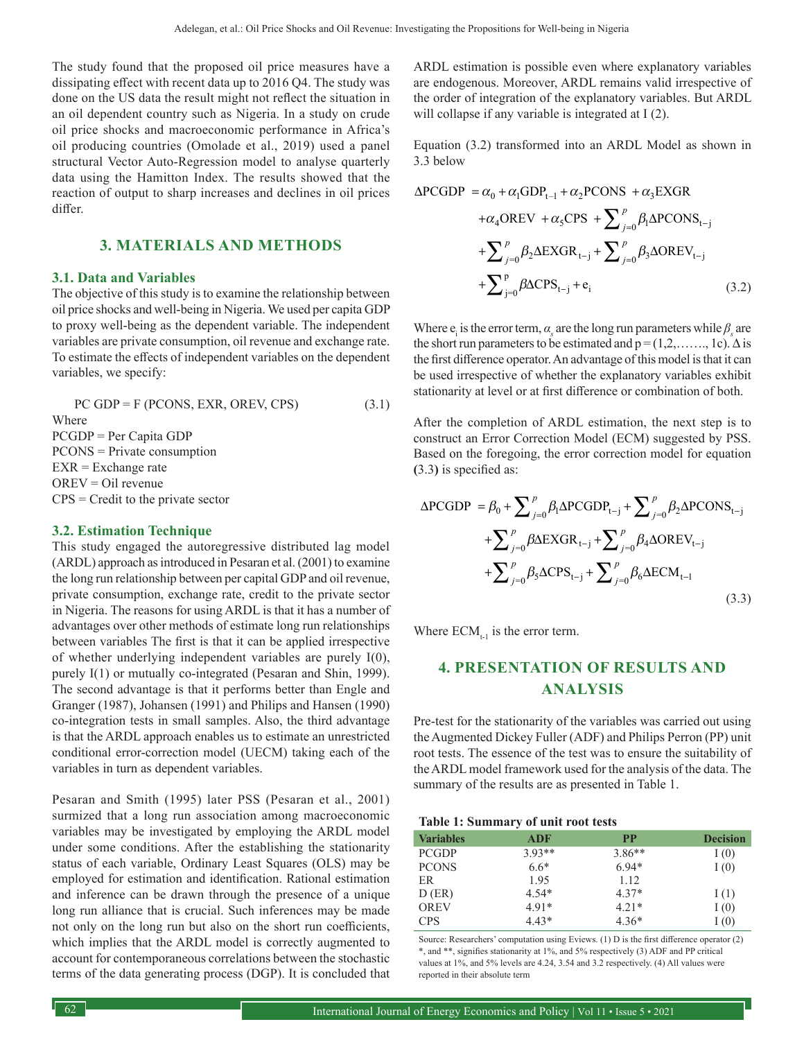The study found that the proposed oil price measures have a dissipating effect with recent data up to 2016 Q4. The study was done on the US data the result might not reflect the situation in an oil dependent country such as Nigeria. In a study on crude oil price shocks and macroeconomic performance in Africa's oil producing countries (Omolade et al., 2019) used a panel structural Vector Auto-Regression model to analyse quarterly data using the Hamitton Index. The results showed that the reaction of output to sharp increases and declines in oil prices differ.

## 3. MATERIALS AND METHODS

### 3.1. Data and Variables

The objective of this study is to examine the relationship between oil price shocks and well-being in Nigeria. We used per capita GDP to proxy well-being as the dependent variable. The independent variables are private consumption, oil revenue and exchange rate. To estimate the effects of independent variables on the dependent variables, we specify:

$$\text{PC GDP} = \text{F (PCONS, EXR, OREV, CPS)} \tag{3.1}$$

Where
PCGDP = Per Capita GDP
PCONS = Private consumption
EXR = Exchange rate
OREV = Oil revenue
CPS = Credit to the private sector

### 3.2. Estimation Technique

This study engaged the autoregressive distributed lag model (ARDL) approach as introduced in Pesaran et al. (2001) to examine the long run relationship between per capital GDP and oil revenue, private consumption, exchange rate, credit to the private sector in Nigeria. The reasons for using ARDL is that it has a number of advantages over other methods of estimate long run relationships between variables The first is that it can be applied irrespective of whether underlying independent variables are purely I(0), purely I(1) or mutually co-integrated (Pesaran and Shin, 1999). The second advantage is that it performs better than Engle and Granger (1987), Johansen (1991) and Philips and Hansen (1990) co-integration tests in small samples. Also, the third advantage is that the ARDL approach enables us to estimate an unrestricted conditional error-correction model (UECM) taking each of the variables in turn as dependent variables.

Pesaran and Smith (1995) later PSS (Pesaran et al., 2001) surmized that a long run association among macroeconomic variables may be investigated by employing the ARDL model under some conditions. After the establishing the stationarity status of each variable, Ordinary Least Squares (OLS) may be employed for estimation and identification. Rational estimation and inference can be drawn through the presence of a unique long run alliance that is crucial. Such inferences may be made not only on the long run but also on the short run coefficients, which implies that the ARDL model is correctly augmented to account for contemporaneous correlations between the stochastic terms of the data generating process (DGP). It is concluded that ARDL estimation is possible even where explanatory variables are endogenous. Moreover, ARDL remains valid irrespective of the order of integration of the explanatory variables. But ARDL will collapse if any variable is integrated at I (2).

Equation (3.2) transformed into an ARDL Model as shown in 3.3 below

$$\begin{aligned}\Delta\text{PCGDP} &= \alpha_0 + \alpha_1\text{GDP}_{t-1} + \alpha_2\text{PCONS} + \alpha_3\text{EXGR} \\ &\quad + \alpha_4\text{OREV} + \alpha_5\text{CPS} + \sum_{j=0}^{p}\beta_1\Delta\text{PCONS}_{t-j} \\ &\quad + \sum_{j=0}^{p}\beta_2\Delta\text{EXGR}_{t-j} + \sum_{j=0}^{p}\beta_3\Delta\text{OREV}_{t-j} \\ &\quad + \sum_{j=0}^{p}\beta\Delta\text{CPS}_{t-j} + e_i\end{aligned} \tag{3.2}$$

Where $e_i$ is the error term, $\alpha_s$ are the long run parameters while $\beta_s$ are the short run parameters to be estimated and p = (1,2,……., 1c). Δ is the first difference operator. An advantage of this model is that it can be used irrespective of whether the explanatory variables exhibit stationarity at level or at first difference or combination of both.

After the completion of ARDL estimation, the next step is to construct an Error Correction Model (ECM) suggested by PSS. Based on the foregoing, the error correction model for equation (3.3) is specified as:

$$\begin{aligned}\Delta\text{PCGDP} &= \beta_0 + \sum_{j=0}^{p}\beta_1\Delta\text{PCGDP}_{t-j} + \sum_{j=0}^{p}\beta_2\Delta\text{PCONS}_{t-j} \\ &\quad + \sum_{j=0}^{p}\beta\Delta\text{EXGR}_{t-j} + \sum_{j=0}^{p}\beta_4\Delta\text{OREV}_{t-j} \\ &\quad + \sum_{j=0}^{p}\beta_5\Delta\text{CPS}_{t-j} + \sum_{j=0}^{p}\beta_6\Delta\text{ECM}_{t-1}\end{aligned} \tag{3.3}$$

Where $\text{ECM}_{t-1}$ is the error term.

## 4. PRESENTATION OF RESULTS AND ANALYSIS

Pre-test for the stationarity of the variables was carried out using the Augmented Dickey Fuller (ADF) and Philips Perron (PP) unit root tests. The essence of the test was to ensure the suitability of the ARDL model framework used for the analysis of the data. The summary of the results are as presented in Table 1.

**Table 1: Summary of unit root tests**

| Variables | ADF | PP | Decision |
|---|---|---|---|
| PCGDP | 3.93** | 3.86** | I (0) |
| PCONS | 6.6* | 6.94* | I (0) |
| ER | 1.95 | 1.12 | |
| D (ER) | 4.54* | 4.37* | I (1) |
| OREV | 4.91* | 4.21* | I (0) |
| CPS | 4.43* | 4.36* | I (0) |

Source: Researchers' computation using Eviews. (1) D is the first difference operator (2) *, and **, signifies stationarity at 1%, and 5% respectively (3) ADF and PP critical values at 1%, and 5% levels are 4.24, 3.54 and 3.2 respectively. (4) All values were reported in their absolute term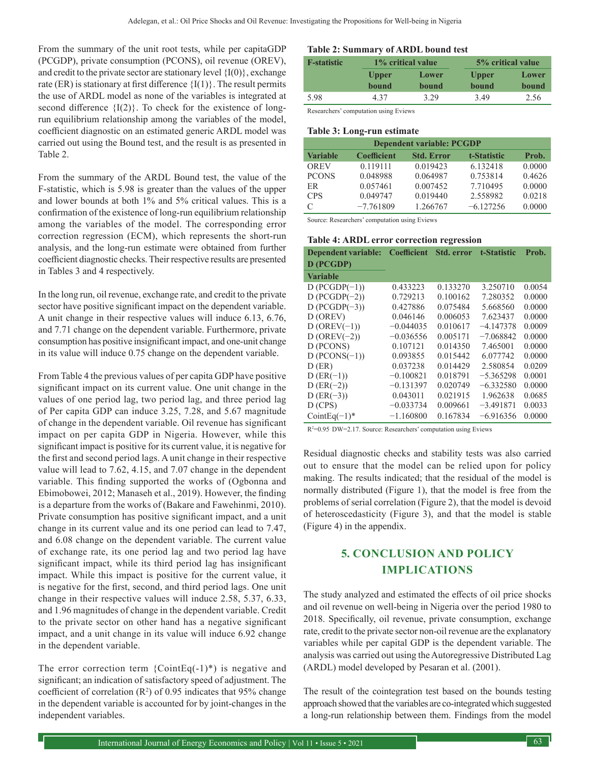From the summary of the unit root tests, while per capitaGDP (PCGDP), private consumption (PCONS), oil revenue (OREV), and credit to the private sector are stationary level {I(0)}, exchange rate (ER) is stationary at first difference {I(1)}. The result permits the use of ARDL model as none of the variables is integrated at second difference {I(2)}. To check for the existence of long-run equilibrium relationship among the variables of the model, coefficient diagnostic on an estimated generic ARDL model was carried out using the Bound test, and the result is as presented in Table 2.

From the summary of the ARDL Bound test, the value of the F-statistic, which is 5.98 is greater than the values of the upper and lower bounds at both 1% and 5% critical values. This is a confirmation of the existence of long-run equilibrium relationship among the variables of the model. The corresponding error correction regression (ECM), which represents the short-run analysis, and the long-run estimate were obtained from further coefficient diagnostic checks. Their respective results are presented in Tables 3 and 4 respectively.

In the long run, oil revenue, exchange rate, and credit to the private sector have positive significant impact on the dependent variable. A unit change in their respective values will induce 6.13, 6.76, and 7.71 change on the dependent variable. Furthermore, private consumption has positive insignificant impact, and one-unit change in its value will induce 0.75 change on the dependent variable.

From Table 4 the previous values of per capita GDP have positive significant impact on its current value. One unit change in the values of one period lag, two period lag, and three period lag of Per capita GDP can induce 3.25, 7.28, and 5.67 magnitude of change in the dependent variable. Oil revenue has significant impact on per capita GDP in Nigeria. However, while this significant impact is positive for its current value, it is negative for the first and second period lags. A unit change in their respective value will lead to 7.62, 4.15, and 7.07 change in the dependent variable. This finding supported the works of (Ogbonna and Ebimobowei, 2012; Manaseh et al., 2019). However, the finding is a departure from the works of (Bakare and Fawehinmi, 2010). Private consumption has positive significant impact, and a unit change in its current value and its one period can lead to 7.47, and 6.08 change on the dependent variable. The current value of exchange rate, its one period lag and two period lag have significant impact, while its third period lag has insignificant impact. While this impact is positive for the current value, it is negative for the first, second, and third period lags. One unit change in their respective values will induce 2.58, 5.37, 6.33, and 1.96 magnitudes of change in the dependent variable. Credit to the private sector on other hand has a negative significant impact, and a unit change in its value will induce 6.92 change in the dependent variable.

The error correction term {CointEq(-1)*} is negative and significant; an indication of satisfactory speed of adjustment. The coefficient of correlation ($R^2$) of 0.95 indicates that 95% change in the dependent variable is accounted for by joint-changes in the independent variables.

**Table 2: Summary of ARDL bound test**

| F-statistic | 1% critical value | | 5% critical value | |
|---|---|---|---|---|
| | Upper bound | Lower bound | Upper bound | Lower bound |
| 5.98 | 4.37 | 3.29 | 3.49 | 2.56 |

Researchers' computation using Eviews

**Table 3: Long-run estimate**

| Dependent variable: PCGDP | | | | |
|---|---|---|---|---|
| Variable | Coefficient | Std. Error | t-Statistic | Prob. |
| OREV | 0.119111 | 0.019423 | 6.132418 | 0.0000 |
| PCONS | 0.048988 | 0.064987 | 0.753814 | 0.4626 |
| ER | 0.057461 | 0.007452 | 7.710495 | 0.0000 |
| CPS | 0.049747 | 0.019440 | 2.558982 | 0.0218 |
| C | −7.761809 | 1.266767 | −6.127256 | 0.0000 |

Source: Researchers' computation using Eviews

**Table 4: ARDL error correction regression**

| Dependent variable: D (PCGDP) | Coefficient | Std. error | t-Statistic | Prob. |
|---|---|---|---|---|
| Variable | | | | |
| D (PCGDP(−1)) | 0.433223 | 0.133270 | 3.250710 | 0.0054 |
| D (PCGDP(−2)) | 0.729213 | 0.100162 | 7.280352 | 0.0000 |
| D (PCGDP(−3)) | 0.427886 | 0.075484 | 5.668560 | 0.0000 |
| D (OREV) | 0.046146 | 0.006053 | 7.623437 | 0.0000 |
| D (OREV(−1)) | −0.044035 | 0.010617 | −4.147378 | 0.0009 |
| D (OREV(−2)) | −0.036556 | 0.005171 | −7.068842 | 0.0000 |
| D (PCONS) | 0.107121 | 0.014350 | 7.465001 | 0.0000 |
| D (PCONS(−1)) | 0.093855 | 0.015442 | 6.077742 | 0.0000 |
| D (ER) | 0.037238 | 0.014429 | 2.580854 | 0.0209 |
| D (ER(−1)) | −0.100821 | 0.018791 | −5.365298 | 0.0001 |
| D (ER(−2)) | −0.131397 | 0.020749 | −6.332580 | 0.0000 |
| D (ER(−3)) | 0.043011 | 0.021915 | 1.962638 | 0.0685 |
| D (CPS) | −0.033734 | 0.009661 | −3.491871 | 0.0033 |
| CointEq(−1)* | −1.160800 | 0.167834 | −6.916356 | 0.0000 |

$R^2$=0.95 DW=2.17. Source: Researchers' computation using Eviews

Residual diagnostic checks and stability tests was also carried out to ensure that the model can be relied upon for policy making. The results indicated; that the residual of the model is normally distributed (Figure 1), that the model is free from the problems of serial correlation (Figure 2), that the model is devoid of heteroscedasticity (Figure 3), and that the model is stable (Figure 4) in the appendix.

## 5. CONCLUSION AND POLICY IMPLICATIONS

The study analyzed and estimated the effects of oil price shocks and oil revenue on well-being in Nigeria over the period 1980 to 2018. Specifically, oil revenue, private consumption, exchange rate, credit to the private sector non-oil revenue are the explanatory variables while per capital GDP is the dependent variable. The analysis was carried out using the Autoregressive Distributed Lag (ARDL) model developed by Pesaran et al. (2001).

The result of the cointegration test based on the bounds testing approach showed that the variables are co-integrated which suggested a long-run relationship between them. Findings from the model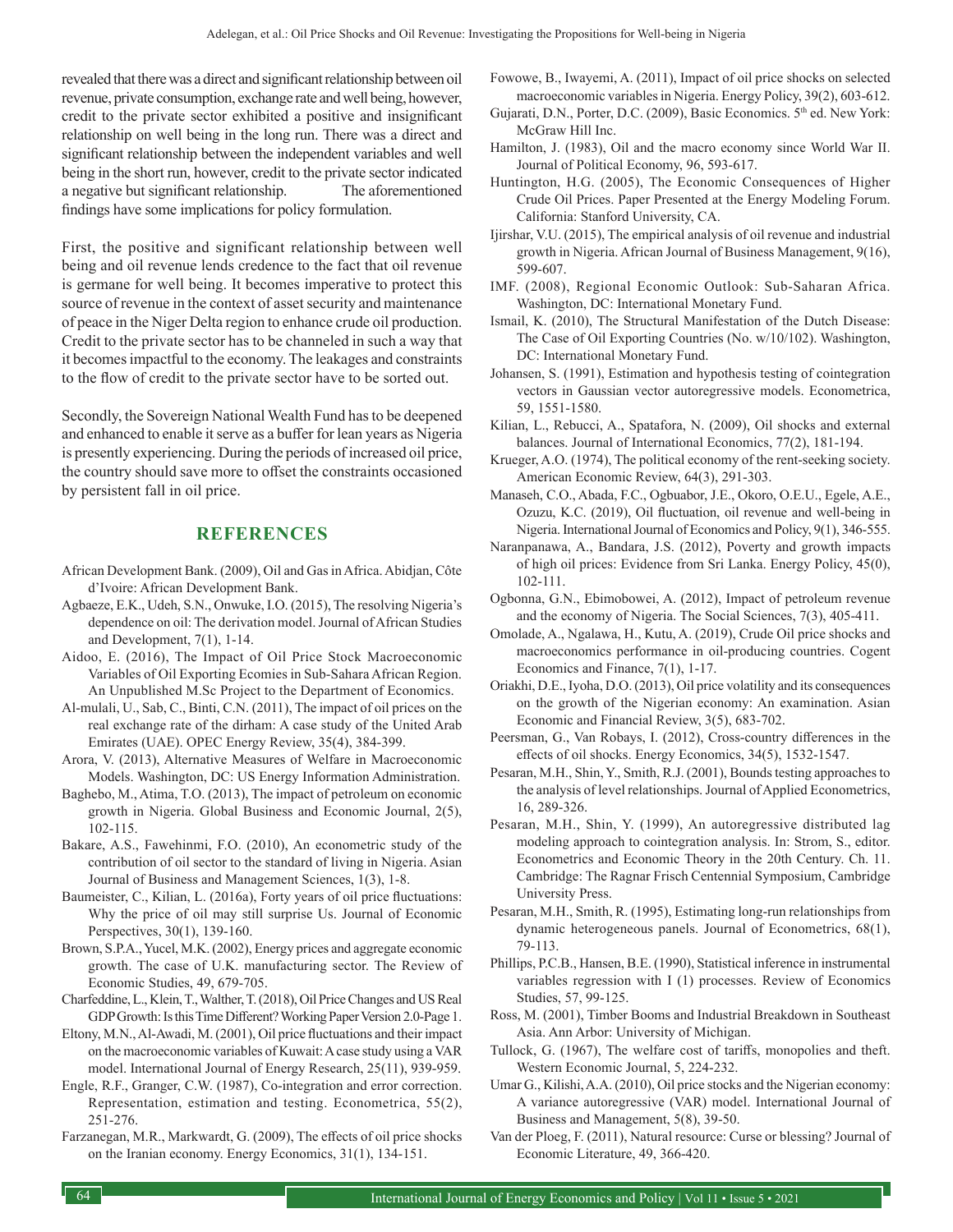revealed that there was a direct and significant relationship between oil revenue, private consumption, exchange rate and well being, however, credit to the private sector exhibited a positive and insignificant relationship on well being in the long run. There was a direct and significant relationship between the independent variables and well being in the short run, however, credit to the private sector indicated a negative but significant relationship. The aforementioned findings have some implications for policy formulation.

First, the positive and significant relationship between well being and oil revenue lends credence to the fact that oil revenue is germane for well being. It becomes imperative to protect this source of revenue in the context of asset security and maintenance of peace in the Niger Delta region to enhance crude oil production. Credit to the private sector has to be channeled in such a way that it becomes impactful to the economy. The leakages and constraints to the flow of credit to the private sector have to be sorted out.

Secondly, the Sovereign National Wealth Fund has to be deepened and enhanced to enable it serve as a buffer for lean years as Nigeria is presently experiencing. During the periods of increased oil price, the country should save more to offset the constraints occasioned by persistent fall in oil price.

## REFERENCES

African Development Bank. (2009), Oil and Gas in Africa. Abidjan, Côte d'Ivoire: African Development Bank.

Agbaeze, E.K., Udeh, S.N., Onwuke, I.O. (2015), The resolving Nigeria's dependence on oil: The derivation model. Journal of African Studies and Development, 7(1), 1-14.

Aidoo, E. (2016), The Impact of Oil Price Stock Macroeconomic Variables of Oil Exporting Ecomies in Sub-Sahara African Region. An Unpublished M.Sc Project to the Department of Economics.

Al-mulali, U., Sab, C., Binti, C.N. (2011), The impact of oil prices on the real exchange rate of the dirham: A case study of the United Arab Emirates (UAE). OPEC Energy Review, 35(4), 384-399.

Arora, V. (2013), Alternative Measures of Welfare in Macroeconomic Models. Washington, DC: US Energy Information Administration.

Baghebo, M., Atima, T.O. (2013), The impact of petroleum on economic growth in Nigeria. Global Business and Economic Journal, 2(5), 102-115.

Bakare, A.S., Fawehinmi, F.O. (2010), An econometric study of the contribution of oil sector to the standard of living in Nigeria. Asian Journal of Business and Management Sciences, 1(3), 1-8.

Baumeister, C., Kilian, L. (2016a), Forty years of oil price fluctuations: Why the price of oil may still surprise Us. Journal of Economic Perspectives, 30(1), 139-160.

Brown, S.P.A., Yucel, M.K. (2002), Energy prices and aggregate economic growth. The case of U.K. manufacturing sector. The Review of Economic Studies, 49, 679-705.

Charfeddine, L., Klein, T., Walther, T. (2018), Oil Price Changes and US Real GDP Growth: Is this Time Different? Working Paper Version 2.0-Page 1.

Eltony, M.N., Al-Awadi, M. (2001), Oil price fluctuations and their impact on the macroeconomic variables of Kuwait: A case study using a VAR model. International Journal of Energy Research, 25(11), 939-959.

Engle, R.F., Granger, C.W. (1987), Co-integration and error correction. Representation, estimation and testing. Econometrica, 55(2), 251-276.

Farzanegan, M.R., Markwardt, G. (2009), The effects of oil price shocks on the Iranian economy. Energy Economics, 31(1), 134-151.

Fowowe, B., Iwayemi, A. (2011), Impact of oil price shocks on selected macroeconomic variables in Nigeria. Energy Policy, 39(2), 603-612.

Gujarati, D.N., Porter, D.C. (2009), Basic Economics. 5th ed. New York: McGraw Hill Inc.

Hamilton, J. (1983), Oil and the macro economy since World War II. Journal of Political Economy, 96, 593-617.

Huntington, H.G. (2005), The Economic Consequences of Higher Crude Oil Prices. Paper Presented at the Energy Modeling Forum. California: Stanford University, CA.

Ijirshar, V.U. (2015), The empirical analysis of oil revenue and industrial growth in Nigeria. African Journal of Business Management, 9(16), 599-607.

IMF. (2008), Regional Economic Outlook: Sub-Saharan Africa. Washington, DC: International Monetary Fund.

Ismail, K. (2010), The Structural Manifestation of the Dutch Disease: The Case of Oil Exporting Countries (No. w/10/102). Washington, DC: International Monetary Fund.

Johansen, S. (1991), Estimation and hypothesis testing of cointegration vectors in Gaussian vector autoregressive models. Econometrica, 59, 1551-1580.

Kilian, L., Rebucci, A., Spatafora, N. (2009), Oil shocks and external balances. Journal of International Economics, 77(2), 181-194.

Krueger, A.O. (1974), The political economy of the rent-seeking society. American Economic Review, 64(3), 291-303.

Manaseh, C.O., Abada, F.C., Ogbuabor, J.E., Okoro, O.E.U., Egele, A.E., Ozuzu, K.C. (2019), Oil fluctuation, oil revenue and well-being in Nigeria. International Journal of Economics and Policy, 9(1), 346-555.

Naranpanawa, A., Bandara, J.S. (2012), Poverty and growth impacts of high oil prices: Evidence from Sri Lanka. Energy Policy, 45(0), 102-111.

Ogbonna, G.N., Ebimobowei, A. (2012), Impact of petroleum revenue and the economy of Nigeria. The Social Sciences, 7(3), 405-411.

Omolade, A., Ngalawa, H., Kutu, A. (2019), Crude Oil price shocks and macroeconomics performance in oil-producing countries. Cogent Economics and Finance, 7(1), 1-17.

Oriakhi, D.E., Iyoha, D.O. (2013), Oil price volatility and its consequences on the growth of the Nigerian economy: An examination. Asian Economic and Financial Review, 3(5), 683-702.

Peersman, G., Van Robays, I. (2012), Cross-country differences in the effects of oil shocks. Energy Economics, 34(5), 1532-1547.

Pesaran, M.H., Shin, Y., Smith, R.J. (2001), Bounds testing approaches to the analysis of level relationships. Journal of Applied Econometrics, 16, 289-326.

Pesaran, M.H., Shin, Y. (1999), An autoregressive distributed lag modeling approach to cointegration analysis. In: Strom, S., editor. Econometrics and Economic Theory in the 20th Century. Ch. 11. Cambridge: The Ragnar Frisch Centennial Symposium, Cambridge University Press.

Pesaran, M.H., Smith, R. (1995), Estimating long-run relationships from dynamic heterogeneous panels. Journal of Econometrics, 68(1), 79-113.

Phillips, P.C.B., Hansen, B.E. (1990), Statistical inference in instrumental variables regression with I (1) processes. Review of Economics Studies, 57, 99-125.

Ross, M. (2001), Timber Booms and Industrial Breakdown in Southeast Asia. Ann Arbor: University of Michigan.

Tullock, G. (1967), The welfare cost of tariffs, monopolies and theft. Western Economic Journal, 5, 224-232.

Umar G., Kilishi, A.A. (2010), Oil price stocks and the Nigerian economy: A variance autoregressive (VAR) model. International Journal of Business and Management, 5(8), 39-50.

Van der Ploeg, F. (2011), Natural resource: Curse or blessing? Journal of Economic Literature, 49, 366-420.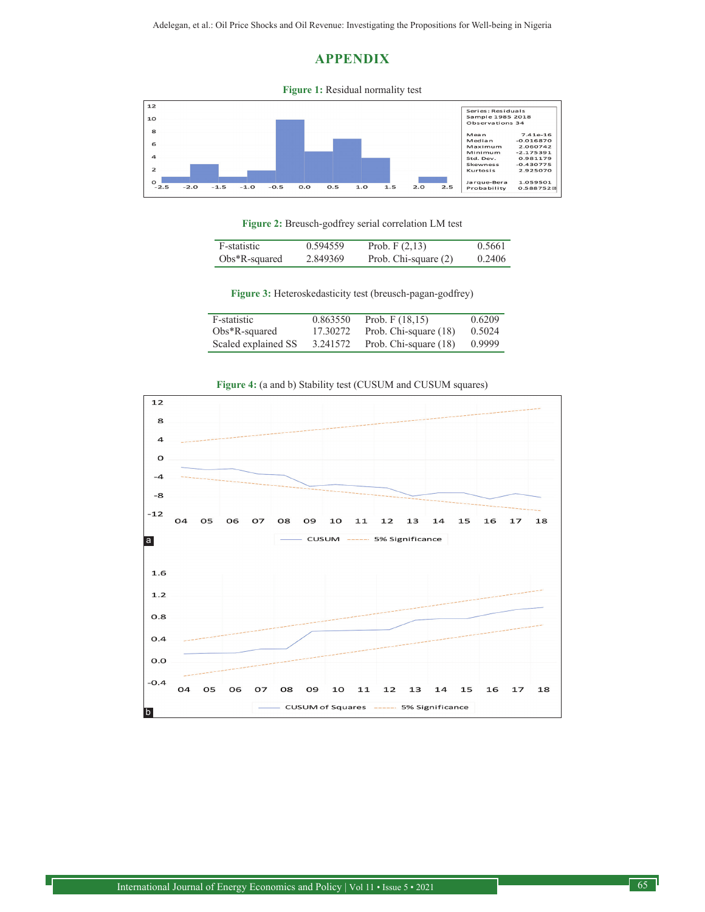## APPENDIX

**Figure 1:** Residual normality test

Series: Residuals
Sample 1985 2018
Observations 34

Mean 7.41e-16
Median -0.016870
Maximum 2.060742
Minimum -2.175391
Std. Dev. 0.981179
Skewness -0.430775
Kurtosis 2.925070

Jarque-Bera 1.059501
Probability 0.588752

12
10
8
6
4
2
0

-2.5 -2.0 -1.5 -1.0 -0.5 0.0 0.5 1.0 1.5 2.0 2.5

**Figure 2:** Breusch-godfrey serial correlation LM test

| | | | |
|---|---|---|---|
| F-statistic | 0.594559 | Prob. F (2,13) | 0.5661 |
| Obs*R-squared | 2.849369 | Prob. Chi-square (2) | 0.2406 |

**Figure 3:** Heteroskedasticity test (breusch-pagan-godfrey)

| | | | |
|---|---|---|---|
| F-statistic | 0.863550 | Prob. F (18,15) | 0.6209 |
| Obs*R-squared | 17.30272 | Prob. Chi-square (18) | 0.5024 |
| Scaled explained SS | 3.241572 | Prob. Chi-square (18) | 0.9999 |

**Figure 4:** (a and b) Stability test (CUSUM and CUSUM squares)

a

12
8
4
0
-4
-8
-12

04 05 06 07 08 09 10 11 12 13 14 15 16 17 18

CUSUM 5% Significance

b

1.6
1.2
0.8
0.4
0.0
-0.4

04 05 06 07 08 09 10 11 12 13 14 15 16 17 18

CUSUM of Squares 5% Significance